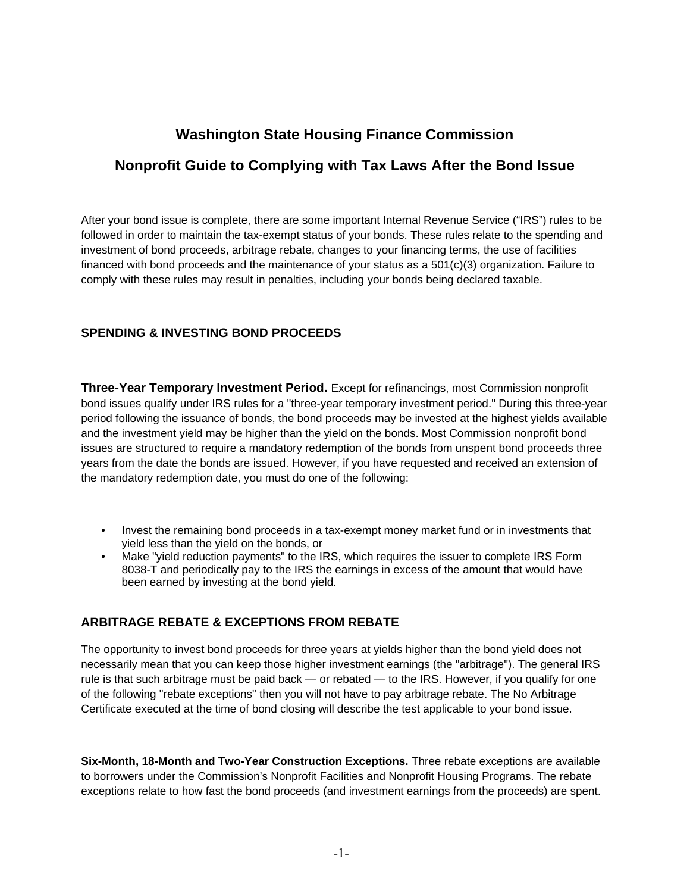# Washington State Housing Finance Commission

# Nonprofit Guide to Complying with Tax Laws After the Bond Issue

After your bond issue is complete, there are some important Internal Revenue Service ("IRS") rules to be followed in order to maintain the tax-exempt status of your bonds. These rules relate to the spending and investment of bond proceeds, arbitrage rebate, changes to your financing terms, the use of facilities financed with bond proceeds and the maintenance of your status as a 501(c)(3) organization. Failure to comply with these rules may result in penalties, including your bonds being declared taxable.

## SPENDING & INVESTING BOND PROCEEDS

**Three-Year Temporary Investment Period.** Except for refinancings, most Commission nonprofit bond issues qualify under IRS rules for a "three-year temporary investment period." During this three-year period following the issuance of bonds, the bond proceeds may be invested at the highest yields available and the investment yield may be higher than the yield on the bonds. Most Commission nonprofit bond issues are structured to require a mandatory redemption of the bonds from unspent bond proceeds three years from the date the bonds are issued. However, if you have requested and received an extension of the mandatory redemption date, you must do one of the following:

- Invest the remaining bond proceeds in a tax-exempt money market fund or in investments that yield less than the yield on the bonds, or
- Make "yield reduction payments" to the IRS, which requires the issuer to complete IRS Form 8038-T and periodically pay to the IRS the earnings in excess of the amount that would have been earned by investing at the bond yield.

## ARBITRAGE REBATE & EXCEPTIONS FROM REBATE

The opportunity to invest bond proceeds for three years at yields higher than the bond yield does not necessarily mean that you can keep those higher investment earnings (the "arbitrage"). The general IRS rule is that such arbitrage must be paid back — or rebated — to the IRS. However, if you qualify for one of the following "rebate exceptions" then you will not have to pay arbitrage rebate. The No Arbitrage Certificate executed at the time of bond closing will describe the test applicable to your bond issue.

**Six-Month, 18-Month and Two-Year Construction Exceptions.** Three rebate exceptions are available to borrowers under the Commission's Nonprofit Facilities and Nonprofit Housing Programs. The rebate exceptions relate to how fast the bond proceeds (and investment earnings from the proceeds) are spent.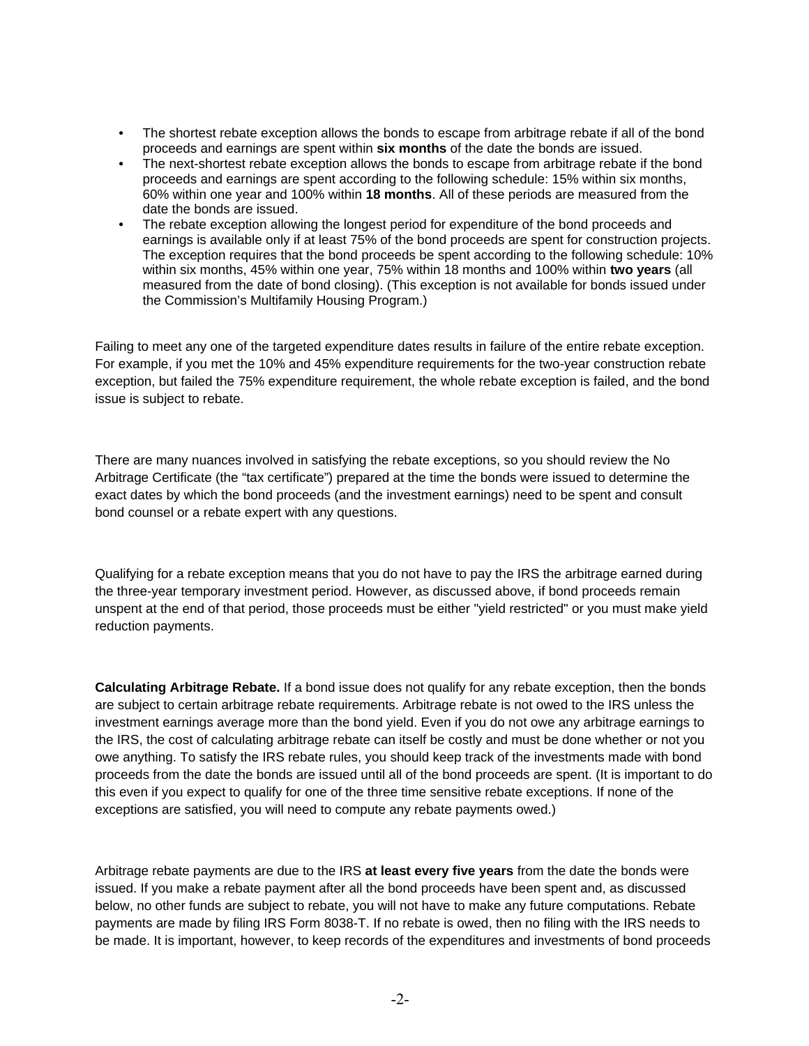- The shortest rebate exception allows the bonds to escape from arbitrage rebate if all of the bond proceeds and earnings are spent within **six months** of the date the bonds are issued.
- The next-shortest rebate exception allows the bonds to escape from arbitrage rebate if the bond proceeds and earnings are spent according to the following schedule: 15% within six months, 60% within one year and 100% within **18 months**. All of these periods are measured from the date the bonds are issued.
- The rebate exception allowing the longest period for expenditure of the bond proceeds and earnings is available only if at least 75% of the bond proceeds are spent for construction projects. The exception requires that the bond proceeds be spent according to the following schedule: 10% within six months, 45% within one year, 75% within 18 months and 100% within **two years** (all measured from the date of bond closing). (This exception is not available for bonds issued under the Commission's Multifamily Housing Program.)

Failing to meet any one of the targeted expenditure dates results in failure of the entire rebate exception. For example, if you met the 10% and 45% expenditure requirements for the two-year construction rebate exception, but failed the 75% expenditure requirement, the whole rebate exception is failed, and the bond issue is subject to rebate.

There are many nuances involved in satisfying the rebate exceptions, so you should review the No Arbitrage Certificate (the "tax certificate") prepared at the time the bonds were issued to determine the exact dates by which the bond proceeds (and the investment earnings) need to be spent and consult bond counsel or a rebate expert with any questions.

Qualifying for a rebate exception means that you do not have to pay the IRS the arbitrage earned during the three-year temporary investment period. However, as discussed above, if bond proceeds remain unspent at the end of that period, those proceeds must be either "yield restricted" or you must make yield reduction payments.

**Calculating Arbitrage Rebate.** If a bond issue does not qualify for any rebate exception, then the bonds are subject to certain arbitrage rebate requirements. Arbitrage rebate is not owed to the IRS unless the investment earnings average more than the bond yield. Even if you do not owe any arbitrage earnings to the IRS, the cost of calculating arbitrage rebate can itself be costly and must be done whether or not you owe anything. To satisfy the IRS rebate rules, you should keep track of the investments made with bond proceeds from the date the bonds are issued until all of the bond proceeds are spent. (It is important to do this even if you expect to qualify for one of the three time sensitive rebate exceptions. If none of the exceptions are satisfied, you will need to compute any rebate payments owed.)

Arbitrage rebate payments are due to the IRS **at least every five years** from the date the bonds were issued. If you make a rebate payment after all the bond proceeds have been spent and, as discussed below, no other funds are subject to rebate, you will not have to make any future computations. Rebate payments are made by filing IRS Form 8038-T. If no rebate is owed, then no filing with the IRS needs to be made. It is important, however, to keep records of the expenditures and investments of bond proceeds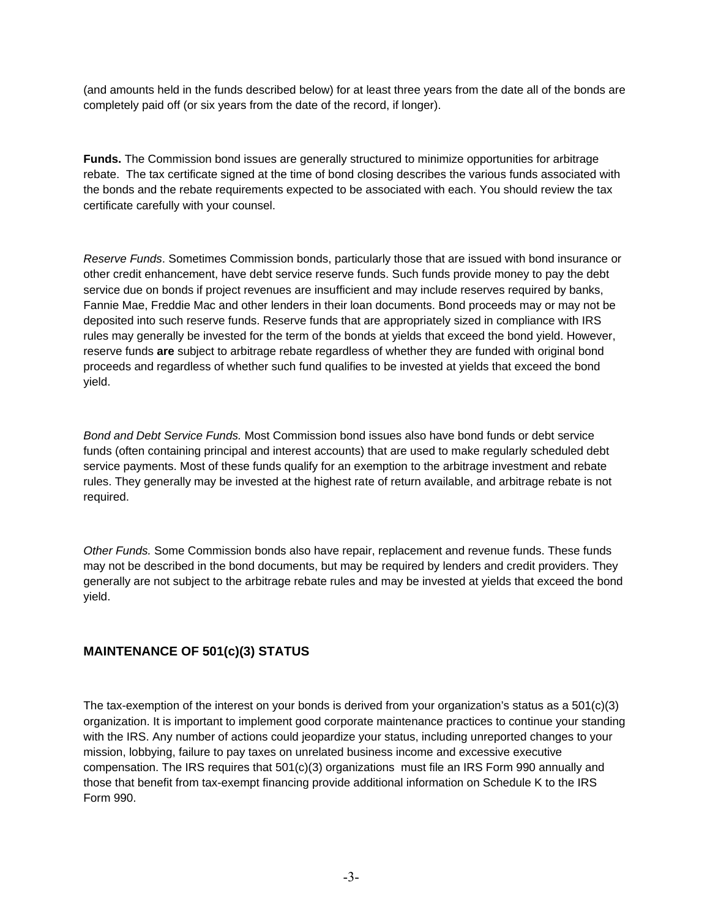(and amounts held in the funds described below) for at least three years from the date all of the bonds are completely paid off (or six years from the date of the record, if longer).

**Funds.** The Commission bond issues are generally structured to minimize opportunities for arbitrage rebate. The tax certificate signed at the time of bond closing describes the various funds associated with the bonds and the rebate requirements expected to be associated with each. You should review the tax certificate carefully with your counsel.

*Reserve Funds*. Sometimes Commission bonds, particularly those that are issued with bond insurance or other credit enhancement, have debt service reserve funds. Such funds provide money to pay the debt service due on bonds if project revenues are insufficient and may include reserves required by banks, Fannie Mae, Freddie Mac and other lenders in their loan documents. Bond proceeds may or may not be deposited into such reserve funds. Reserve funds that are appropriately sized in compliance with IRS rules may generally be invested for the term of the bonds at yields that exceed the bond yield. However, reserve funds **are** subject to arbitrage rebate regardless of whether they are funded with original bond proceeds and regardless of whether such fund qualifies to be invested at yields that exceed the bond yield.

*Bond and Debt Service Funds.* Most Commission bond issues also have bond funds or debt service funds (often containing principal and interest accounts) that are used to make regularly scheduled debt service payments. Most of these funds qualify for an exemption to the arbitrage investment and rebate rules. They generally may be invested at the highest rate of return available, and arbitrage rebate is not required.

*Other Funds.* Some Commission bonds also have repair, replacement and revenue funds. These funds may not be described in the bond documents, but may be required by lenders and credit providers. They generally are not subject to the arbitrage rebate rules and may be invested at yields that exceed the bond yield.

## MAINTENANCE OF 501(c)(3) STATUS

The tax-exemption of the interest on your bonds is derived from your organization's status as a 501(c)(3) organization. It is important to implement good corporate maintenance practices to continue your standing with the IRS. Any number of actions could jeopardize your status, including unreported changes to your mission, lobbying, failure to pay taxes on unrelated business income and excessive executive compensation. The IRS requires that 501(c)(3) organizations must file an IRS Form 990 annually and those that benefit from tax-exempt financing provide additional information on Schedule K to the IRS Form 990.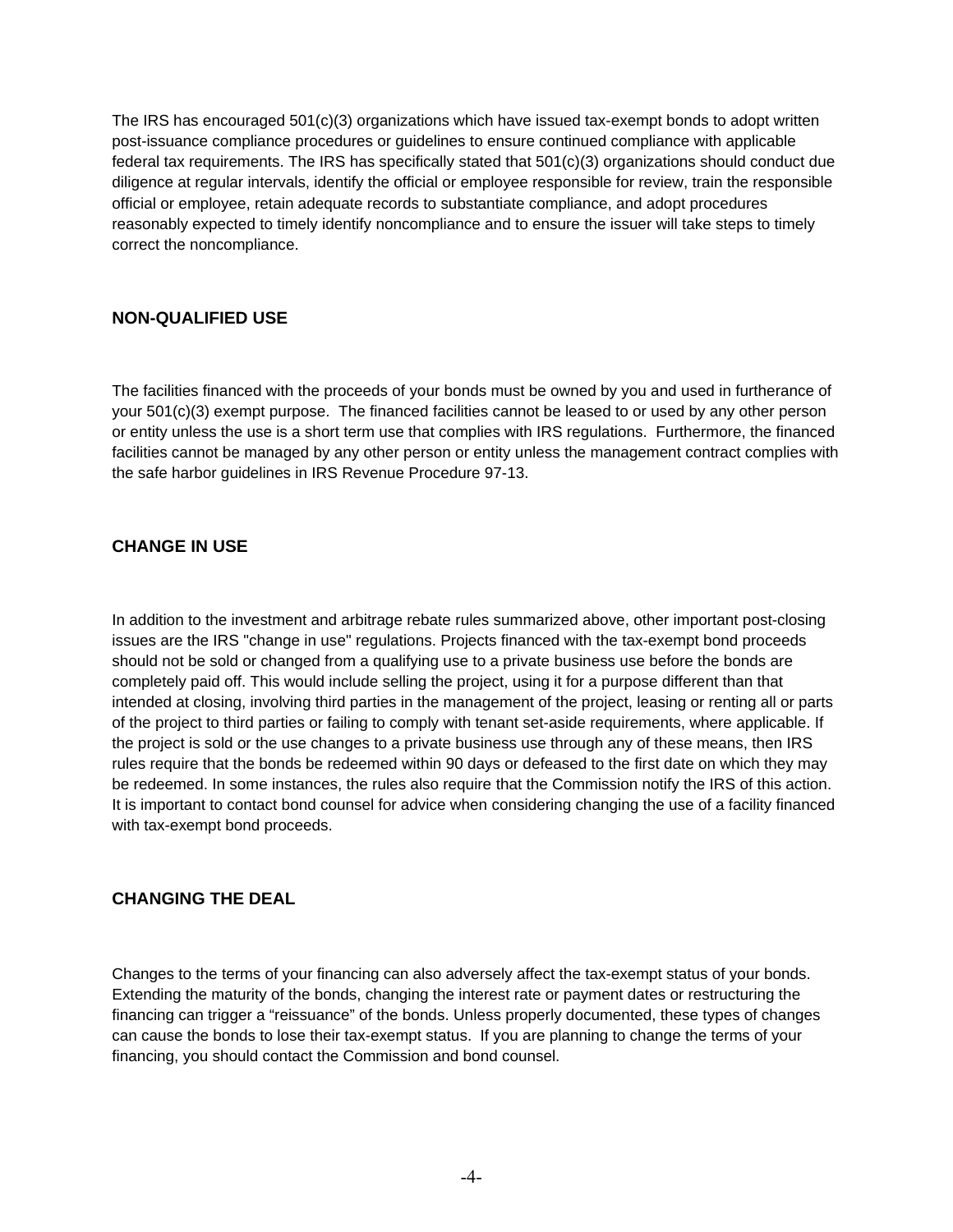The IRS has encouraged 501(c)(3) organizations which have issued tax-exempt bonds to adopt written post-issuance compliance procedures or guidelines to ensure continued compliance with applicable federal tax requirements. The IRS has specifically stated that 501(c)(3) organizations should conduct due diligence at regular intervals, identify the official or employee responsible for review, train the responsible official or employee, retain adequate records to substantiate compliance, and adopt procedures reasonably expected to timely identify noncompliance and to ensure the issuer will take steps to timely correct the noncompliance.

## NON-QUALIFIED USE

The facilities financed with the proceeds of your bonds must be owned by you and used in furtherance of your 501(c)(3) exempt purpose. The financed facilities cannot be leased to or used by any other person or entity unless the use is a short term use that complies with IRS regulations. Furthermore, the financed facilities cannot be managed by any other person or entity unless the management contract complies with the safe harbor guidelines in IRS Revenue Procedure 97-13.

## CHANGE IN USE

In addition to the investment and arbitrage rebate rules summarized above, other important post-closing issues are the IRS "change in use" regulations. Projects financed with the tax-exempt bond proceeds should not be sold or changed from a qualifying use to a private business use before the bonds are completely paid off. This would include selling the project, using it for a purpose different than that intended at closing, involving third parties in the management of the project, leasing or renting all or parts of the project to third parties or failing to comply with tenant set-aside requirements, where applicable. If the project is sold or the use changes to a private business use through any of these means, then IRS rules require that the bonds be redeemed within 90 days or defeased to the first date on which they may be redeemed. In some instances, the rules also require that the Commission notify the IRS of this action. It is important to contact bond counsel for advice when considering changing the use of a facility financed with tax-exempt bond proceeds.

## CHANGING THE DEAL

Changes to the terms of your financing can also adversely affect the tax-exempt status of your bonds. Extending the maturity of the bonds, changing the interest rate or payment dates or restructuring the financing can trigger a “reissuance” of the bonds. Unless properly documented, these types of changes can cause the bonds to lose their tax-exempt status. If you are planning to change the terms of your financing, you should contact the Commission and bond counsel.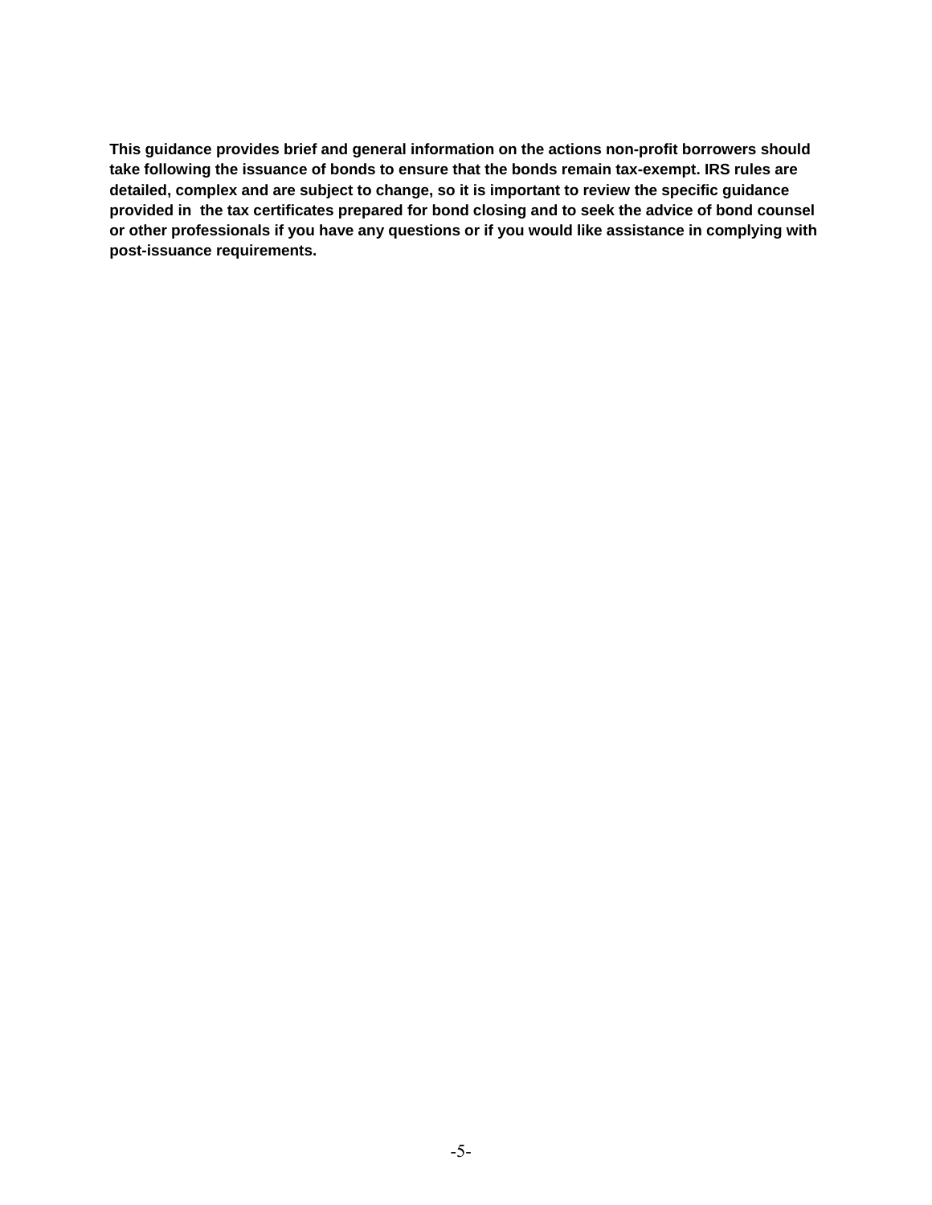**This guidance provides brief and general information on the actions non-profit borrowers should take following the issuance of bonds to ensure that the bonds remain tax-exempt. IRS rules are detailed, complex and are subject to change, so it is important to review the specific guidance provided in the tax certificates prepared for bond closing and to seek the advice of bond counsel or other professionals if you have any questions or if you would like assistance in complying with post-issuance requirements.**